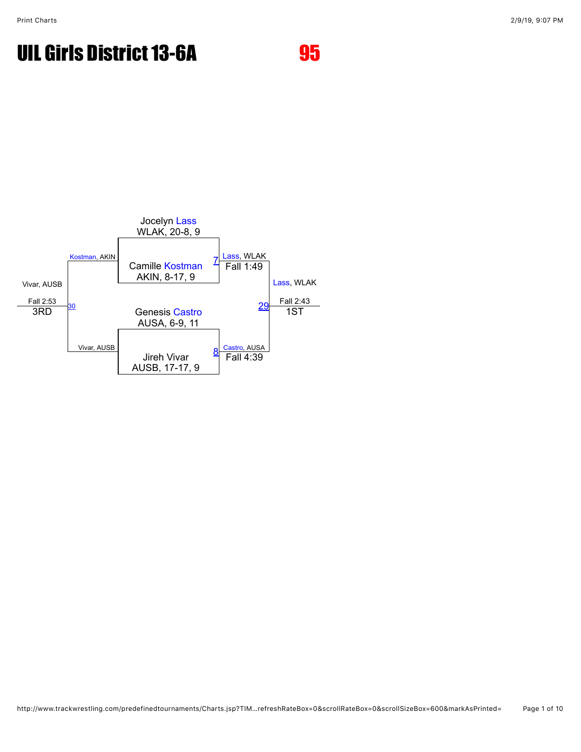# UIL Girls District 13-6A

**95**

Jocelyn Lass
WLAK, 20-8, 9

Camille Kostman
AKIN, 8-17, 9

Genesis Castro
AUSA, 6-9, 11

Jireh Vivar
AUSB, 17-17, 9

Match 7: Lass, WLAK — Fall 1:49

Match 8: Castro, AUSA — Fall 4:39

Match 29: Lass, WLAK — Fall 2:43 — 1ST

Match 30: Kostman, AKIN vs. Vivar, AUSB — Vivar, AUSB — Fall 2:53 — 3RD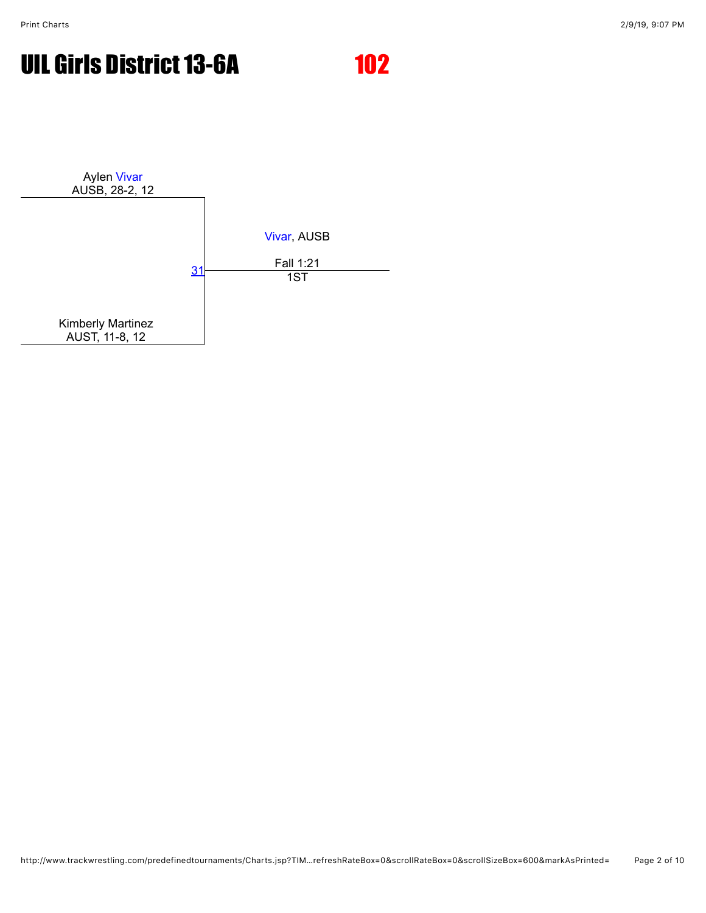# UIL Girls District 13-6A

## 102

Aylen Vivar
AUSB, 28-2, 12

31

Vivar, AUSB

Fall 1:21
1ST

Kimberly Martinez
AUST, 11-8, 12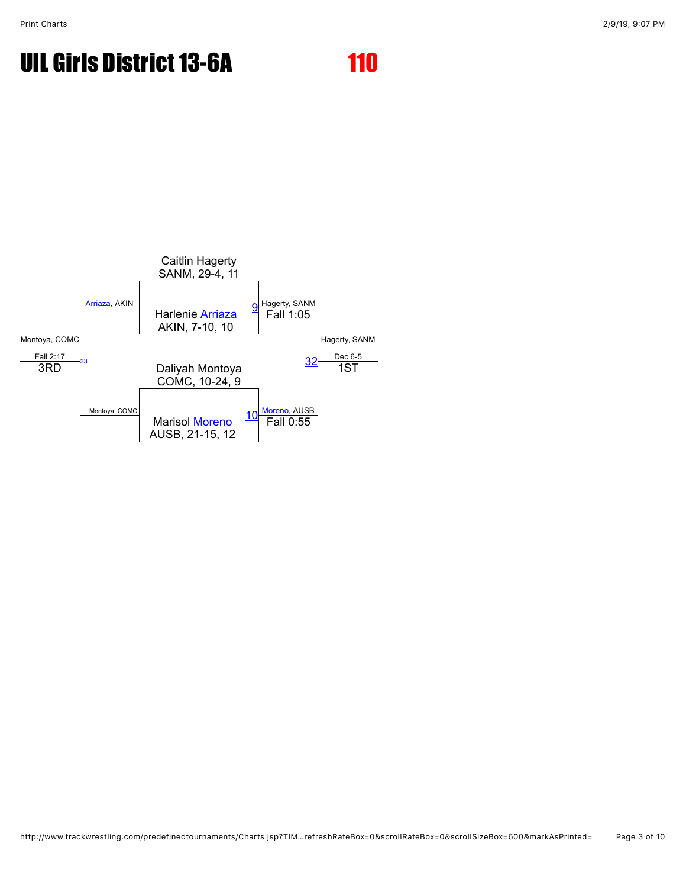# UIL Girls District 13-6A

## 110

Caitlin Hagerty
SANM, 29-4, 11

Harlenie Arriaza
AKIN, 7-10, 10

Daliyah Montoya
COMC, 10-24, 9

Marisol Moreno
AUSB, 21-15, 12

| Match | Winner | Result |
|---|---|---|
| 9 | Hagerty, SANM | Fall 1:05 |
| 10 | Moreno, AUSB | Fall 0:55 |
| 32 | Hagerty, SANM | Dec 6-5 (1ST) |
| 33 | Montoya, COMC | Fall 2:17 (3RD) |

Consolation: Arriaza, AKIN vs. Montoya, COMC

1ST: Hagerty, SANM — Dec 6-5

3RD: Montoya, COMC — Fall 2:17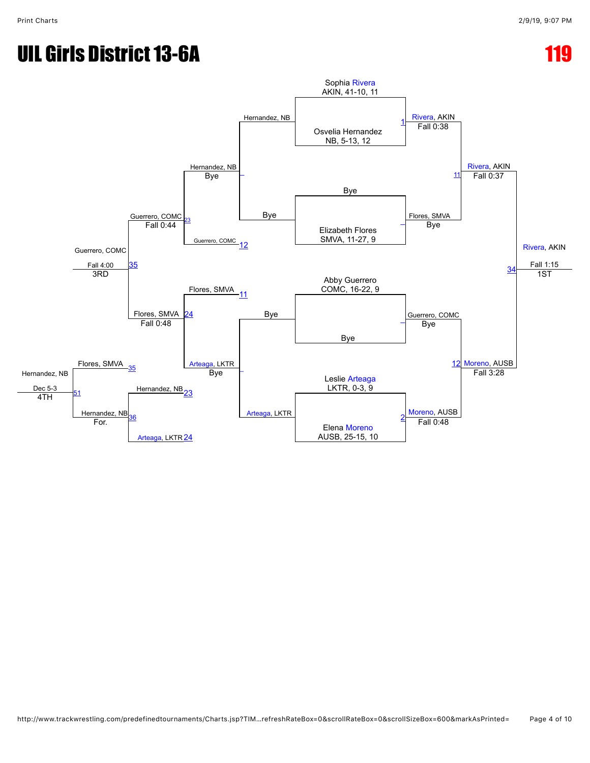# UIL Girls District 13-6A

# 119

## Championship Bracket

| Wrestler | Team, Record, Grade |
| --- | --- |
| Sophia Rivera | AKIN, 41-10, 11 |
| Osvelia Hernandez | NB, 5-13, 12 |
| Bye | |
| Elizabeth Flores | SMVA, 11-27, 9 |
| Abby Guerrero | COMC, 16-22, 9 |
| Bye | |
| Leslie Arteaga | LKTR, 0-3, 9 |
| Elena Moreno | AUSB, 25-15, 10 |

**Quarterfinals**

- Match 1: Rivera, AKIN — Fall 0:38
- Match –: Flores, SMVA — Bye
- Match –: Guerrero, COMC — Bye
- Match 2: Moreno, AUSB — Fall 0:48

**Semifinals**

- Match 11: Rivera, AKIN — Fall 0:37
- Match 12: Moreno, AUSB — Fall 3:28

**Final**

- Match 34: Rivera, AKIN — Fall 1:15 — 1ST

## Consolation Bracket

**First Round**

- Hernandez, NB vs. Bye — Match –: Hernandez, NB
- Arteaga, LKTR vs. Bye — Match –: Arteaga, LKTR

**Second Round**

- Hernandez, NB (Bye) vs. Guerrero, COMC (12) — Match 23: Guerrero, COMC — Fall 0:44
- Flores, SMVA (11) vs. Arteaga, LKTR (Bye) — Match 24: Flores, SMVA — Fall 0:48

**Consolation Semifinal**

- Match 35: Guerrero, COMC — Fall 4:00 — 3RD

**5th Place Match / Consolation**

- Hernandez, NB (23) vs. Arteaga, LKTR (24) — Match 36: Hernandez, NB — For.
- Flores, SMVA (35) vs. Hernandez, NB (36) — Match 51: Hernandez, NB — Dec 5-3 — 4TH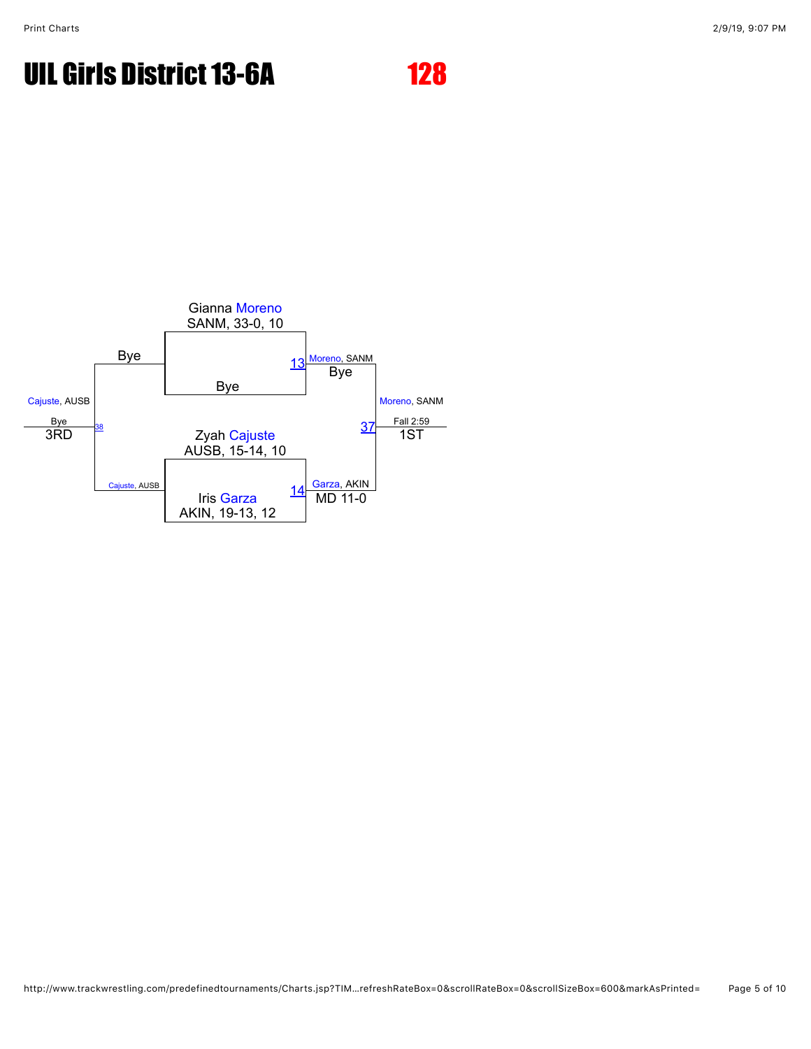# UIL Girls District 13-6A

## 128

Gianna Moreno
SANM, 33-0, 10

Bye

13 Moreno, SANM
Bye

Zyah Cajuste
AUSB, 15-14, 10

Iris Garza
AKIN, 19-13, 12

14 Garza, AKIN
MD 11-0

37 Moreno, SANM
Fall 2:59
1ST

Bye

Cajuste, AUSB

38 Cajuste, AUSB
Bye
3RD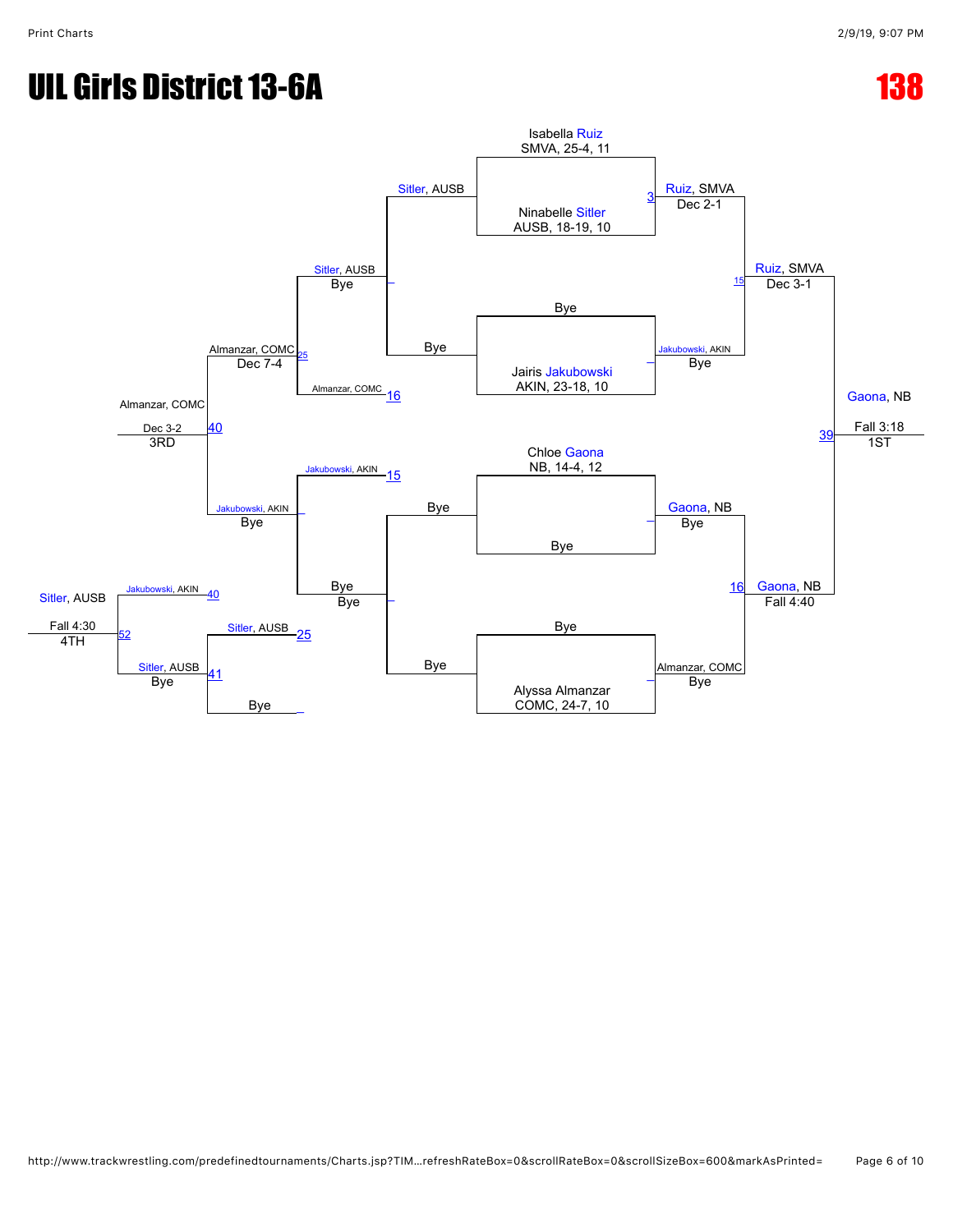# UIL Girls District 13-6A

## 138

### Championship Bracket

**Round 1 / Quarterfinals**

- Isabella Ruiz, SMVA, 25-4, 11 vs. Ninabelle Sitler, AUSB, 18-19, 10 — Ruiz, SMVA, Dec 2-1 (3)
- Bye vs. Jairis Jakubowski, AKIN, 23-18, 10 — Jakubowski, AKIN, Bye
- Chloe Gaona, NB, 14-4, 12 vs. Bye — Gaona, NB, Bye
- Bye vs. Alyssa Almanzar, COMC, 24-7, 10 — Almanzar, COMC, Bye

**Semifinals**

- Ruiz, SMVA vs. Jakubowski, AKIN — Ruiz, SMVA, Dec 3-1 (15)
- Gaona, NB vs. Almanzar, COMC — Gaona, NB, Fall 4:40 (16)

**Final**

- Ruiz, SMVA vs. Gaona, NB — Gaona, NB, Fall 3:18 (39) — 1ST

### Consolation Bracket

- Sitler, AUSB vs. Bye — Sitler, AUSB, Bye
- Almanzar, COMC (16) vs. Sitler, AUSB — Almanzar, COMC, Dec 7-4 (25)
- Jakubowski, AKIN (15) vs. Bye — Jakubowski, AKIN, Bye
- Almanzar, COMC vs. Jakubowski, AKIN — Almanzar, COMC, Dec 3-2 (40) — 3RD
- Sitler, AUSB (25) vs. Bye — Sitler, AUSB, Bye (41)
- Jakubowski, AKIN (40) vs. Sitler, AUSB (41) — Sitler, AUSB, Fall 4:30 (52) — 4TH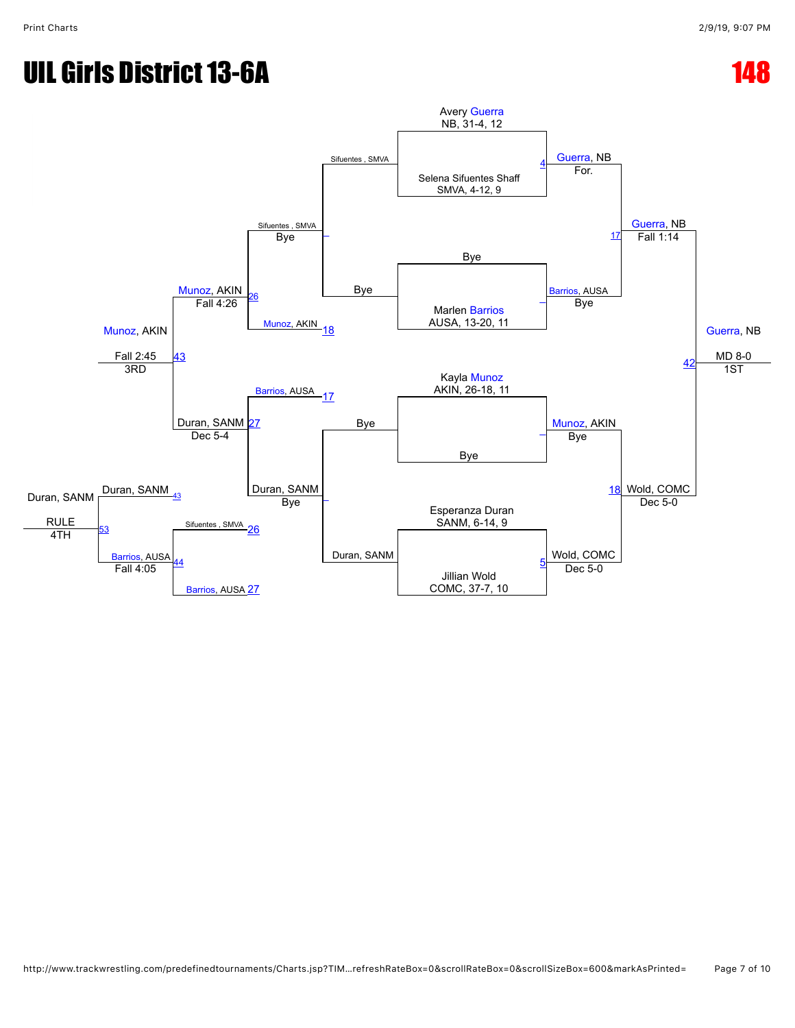# UIL Girls District 13-6A

## 148

### Championship Bracket

**First Round**

- Avery Guerra, NB, 31-4, 12 vs. Selena Sifuentes Shaff, SMVA, 4-12, 9 — Guerra, NB, For. (4)
- Bye vs. Marlen Barrios, AUSA, 13-20, 11 — Barrios, AUSA, Bye
- Kayla Munoz, AKIN, 26-18, 11 vs. Bye — Munoz, AKIN, Bye
- Esperanza Duran, SANM, 6-14, 9 vs. Jillian Wold, COMC, 37-7, 10 — Wold, COMC, Dec 5-0 (5)

**Semifinals**

- Guerra, NB vs. Barrios, AUSA — Guerra, NB, Fall 1:14 (17)
- Munoz, AKIN vs. Wold, COMC — Wold, COMC, Dec 5-0 (18)

**Final**

- Guerra, NB vs. Wold, COMC — Guerra, NB, MD 8-0 (42) — 1ST

### Consolation Bracket

**Consolation First Round**

- Sifuentes, SMVA vs. Bye — Sifuentes, SMVA, Bye
- Bye vs. Duran, SANM — Duran, SANM, Bye

**Consolation Second Round**

- Sifuentes, SMVA vs. Munoz, AKIN (18) — Munoz, AKIN, Fall 4:26 (26)
- Barrios, AUSA (17) vs. Duran, SANM — Duran, SANM, Dec 5-4 (27)

**Consolation Semifinal**

- Munoz, AKIN vs. Duran, SANM — Munoz, AKIN, Fall 2:45 (43) — 3RD

### 5th Place Match

- Sifuentes, SMVA (26) vs. Barrios, AUSA (27) — Barrios, AUSA, Fall 4:05 (44)

### 4th Place Match

- Duran, SANM (43) vs. Barrios, AUSA (44) — Duran, SANM, RULE (53) — 4TH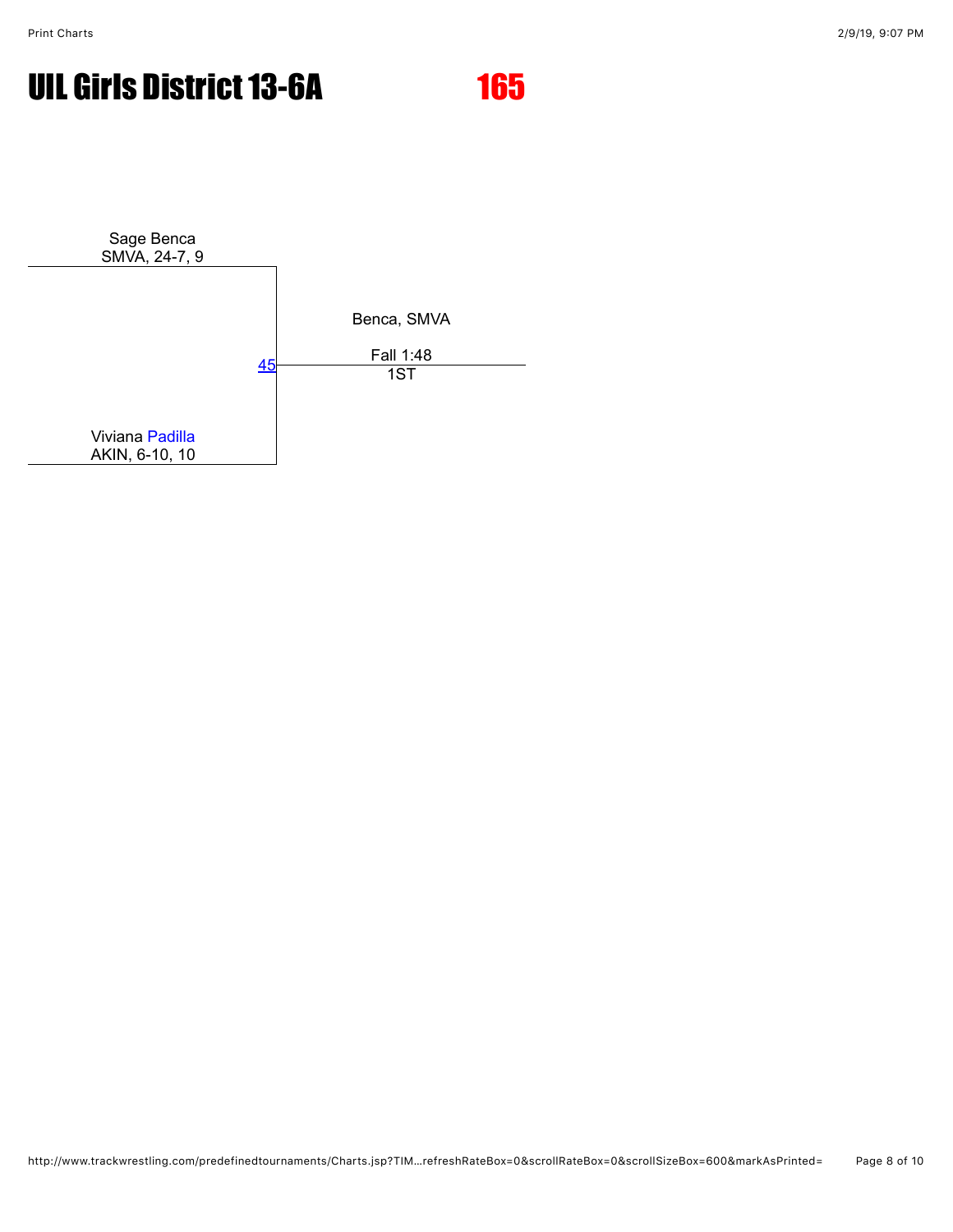# UIL Girls District 13-6A

## 165

Sage Benca
SMVA, 24-7, 9

45

Benca, SMVA

Fall 1:48
1ST

Viviana Padilla
AKIN, 6-10, 10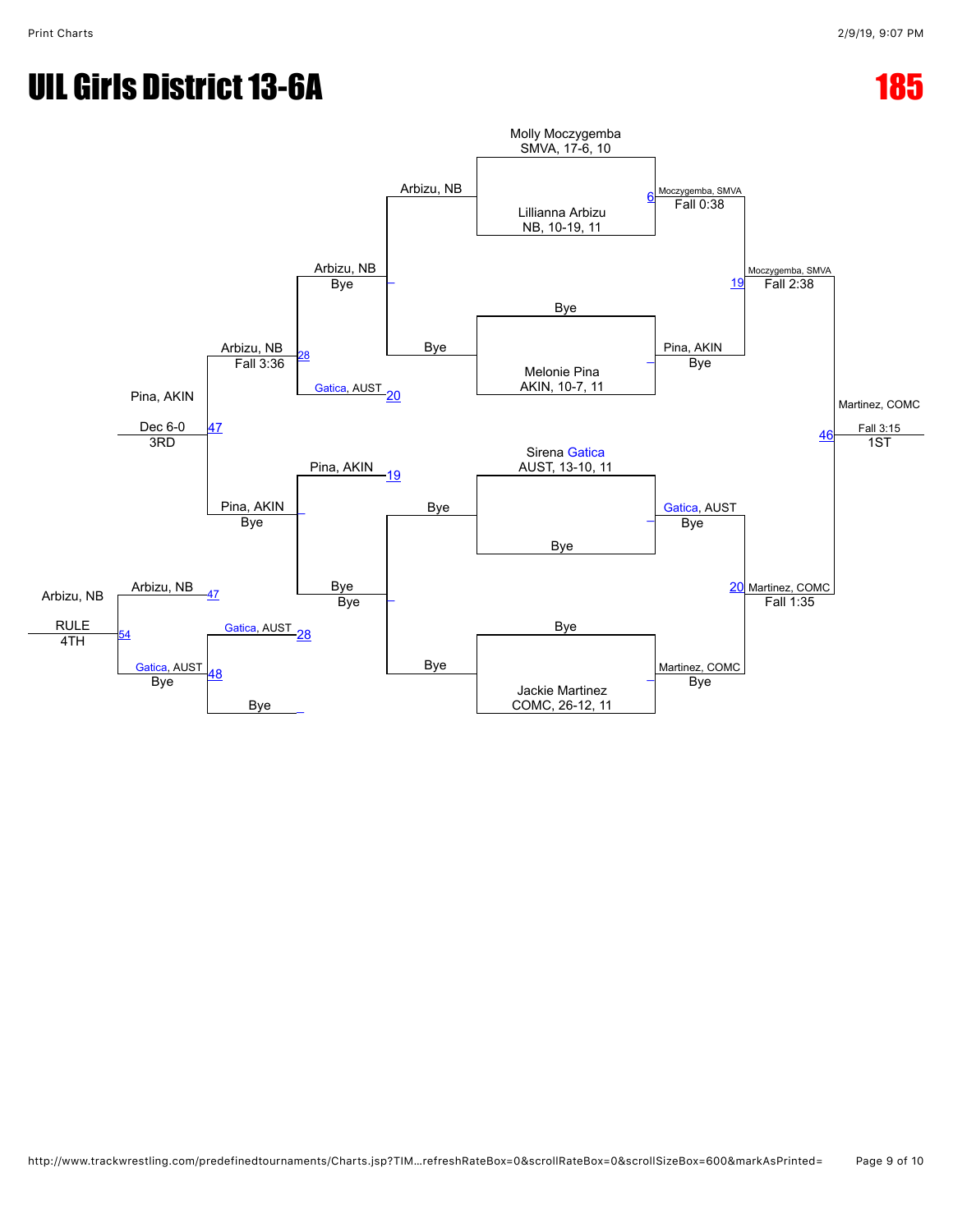# UIL Girls District 13-6A

# 185

## Championship Bracket

**Round 1 / Quarterfinals**

| Wrestler | Opponent | Winner | Result | Bout |
| --- | --- | --- | --- | --- |
| Molly Moczygemba, SMVA, 17-6, 10 | Lillianna Arbizu, NB, 10-19, 11 | Moczygemba, SMVA | Fall 0:38 | 6 |
| Bye | Melonie Pina, AKIN, 10-7, 11 | Pina, AKIN | Bye | – |
| Sirena Gatica, AUST, 13-10, 11 | Bye | Gatica, AUST | Bye | – |
| Bye | Jackie Martinez, COMC, 26-12, 11 | Martinez, COMC | Bye | – |

**Semifinals**

| Wrestler | Opponent | Winner | Result | Bout |
| --- | --- | --- | --- | --- |
| Moczygemba, SMVA | Pina, AKIN | Moczygemba, SMVA | Fall 2:38 | 19 |
| Gatica, AUST | Martinez, COMC | Martinez, COMC | Fall 1:35 | 20 |

**Final**

| Wrestler | Opponent | Winner | Result | Bout |
| --- | --- | --- | --- | --- |
| Moczygemba, SMVA | Martinez, COMC | Martinez, COMC | Fall 3:15 | 46 |

1ST: Martinez, COMC

## Consolation Bracket

| Wrestler | Opponent | Winner | Result | Bout |
| --- | --- | --- | --- | --- |
| Arbizu, NB | Bye | Arbizu, NB | Bye | – |
| Bye | Bye | Bye | Bye | – |
| Arbizu, NB | Gatica, AUST (loser of 20) | Arbizu, NB | Fall 3:36 | 28 |
| Pina, AKIN (loser of 19) | Bye | Pina, AKIN | Bye | – |
| Arbizu, NB | Pina, AKIN | Pina, AKIN | Dec 6-0 | 47 |

3RD: Pina, AKIN

## 4th Place

| Wrestler | Opponent | Winner | Result | Bout |
| --- | --- | --- | --- | --- |
| Gatica, AUST (loser of 28) | Bye | Gatica, AUST | Bye | 48 |
| Arbizu, NB (loser of 47) | Gatica, AUST | Arbizu, NB | RULE | 54 |

4TH: Arbizu, NB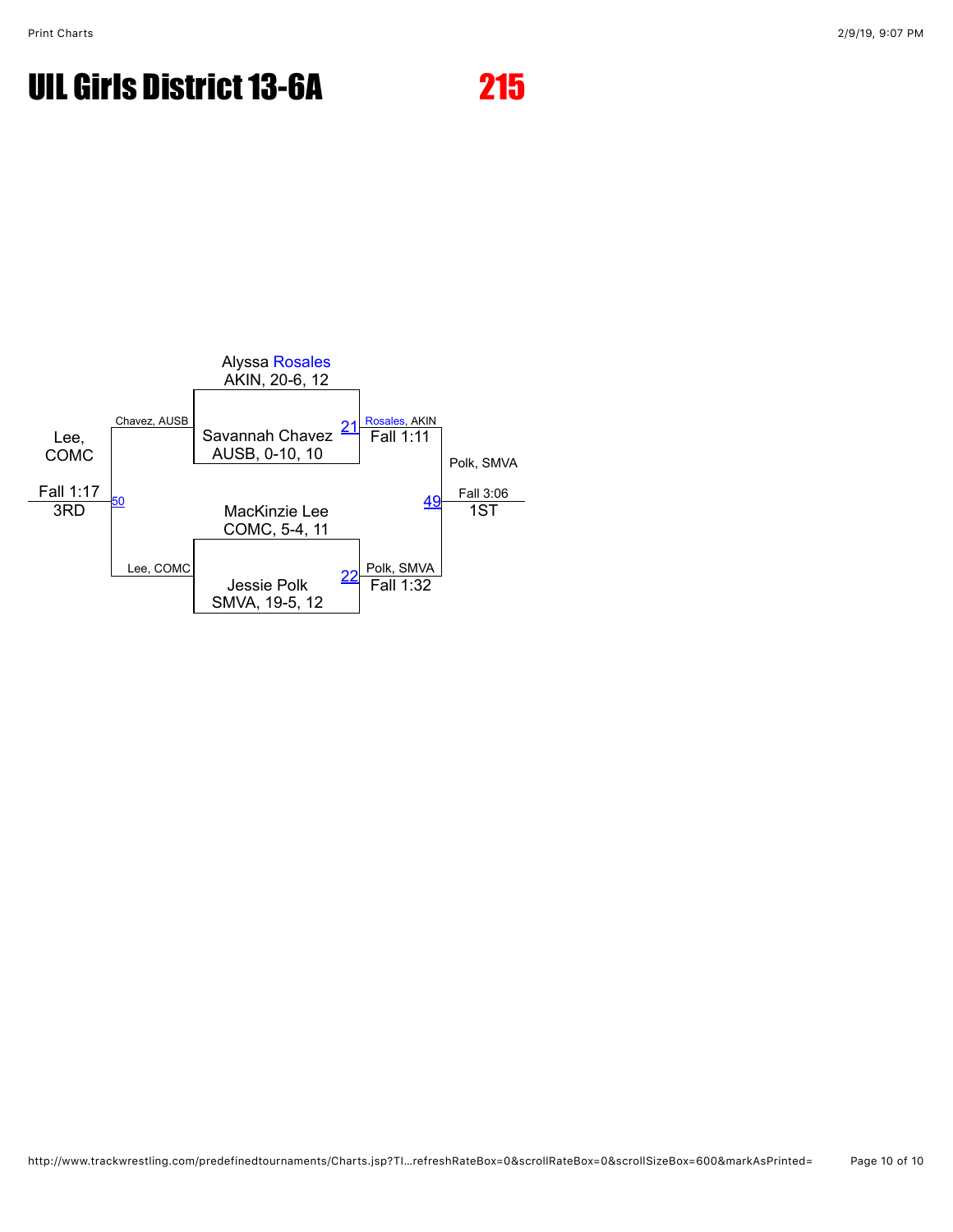# UIL Girls District 13-6A

# 215

Alyssa Rosales
AKIN, 20-6, 12

Chavez, AUSB

Savannah Chavez
AUSB, 0-10, 10

21

Rosales, AKIN
Fall 1:11

Lee,
COMC

Fall 1:17
3RD

50

Polk, SMVA

49

Fall 3:06
1ST

MacKinzie Lee
COMC, 5-4, 11

Lee, COMC

Jessie Polk
SMVA, 19-5, 12

22

Polk, SMVA
Fall 1:32